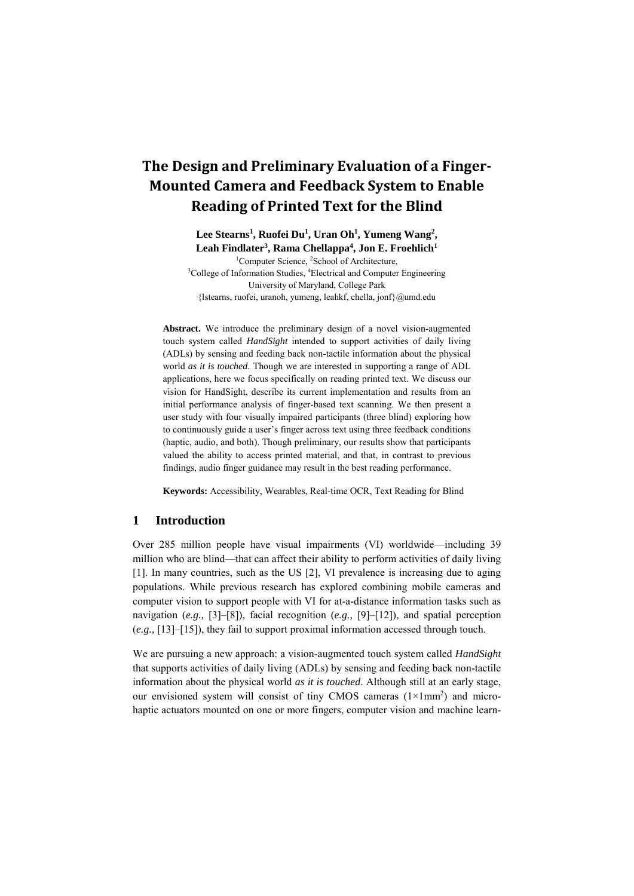# The Design and Preliminary Evaluation of a Finger-Mounted Camera and Feedback System to Enable Reading of Printed Text for the Blind

**Lee Stearns[1], Ruofei Du[1], Uran Oh[1], Yumeng Wang[2], Leah Findlater[3], Rama Chellappa[4], Jon E. Froehlich[1]**

[1]Computer Science, [2]School of Architecture,
[3]College of Information Studies, [4]Electrical and Computer Engineering
University of Maryland, College Park
{lstearns, ruofei, uranoh, yumeng, leahkf, chella, jonf}@umd.edu

**Abstract.** We introduce the preliminary design of a novel vision-augmented touch system called *HandSight* intended to support activities of daily living (ADLs) by sensing and feeding back non-tactile information about the physical world *as it is touched*. Though we are interested in supporting a range of ADL applications, here we focus specifically on reading printed text. We discuss our vision for HandSight, describe its current implementation and results from an initial performance analysis of finger-based text scanning. We then present a user study with four visually impaired participants (three blind) exploring how to continuously guide a user's finger across text using three feedback conditions (haptic, audio, and both). Though preliminary, our results show that participants valued the ability to access printed material, and that, in contrast to previous findings, audio finger guidance may result in the best reading performance.

**Keywords:** Accessibility, Wearables, Real-time OCR, Text Reading for Blind

## 1 Introduction

Over 285 million people have visual impairments (VI) worldwide—including 39 million who are blind—that can affect their ability to perform activities of daily living [1]. In many countries, such as the US [2], VI prevalence is increasing due to aging populations. While previous research has explored combining mobile cameras and computer vision to support people with VI for at-a-distance information tasks such as navigation (*e.g.,* [3]–[8]), facial recognition (*e.g.,* [9]–[12]), and spatial perception (*e.g.,* [13]–[15]), they fail to support proximal information accessed through touch.

We are pursuing a new approach: a vision-augmented touch system called *HandSight* that supports activities of daily living (ADLs) by sensing and feeding back non-tactile information about the physical world *as it is touched*. Although still at an early stage, our envisioned system will consist of tiny CMOS cameras ($1{\times}1\text{mm}^2$) and micro-haptic actuators mounted on one or more fingers, computer vision and machine learn-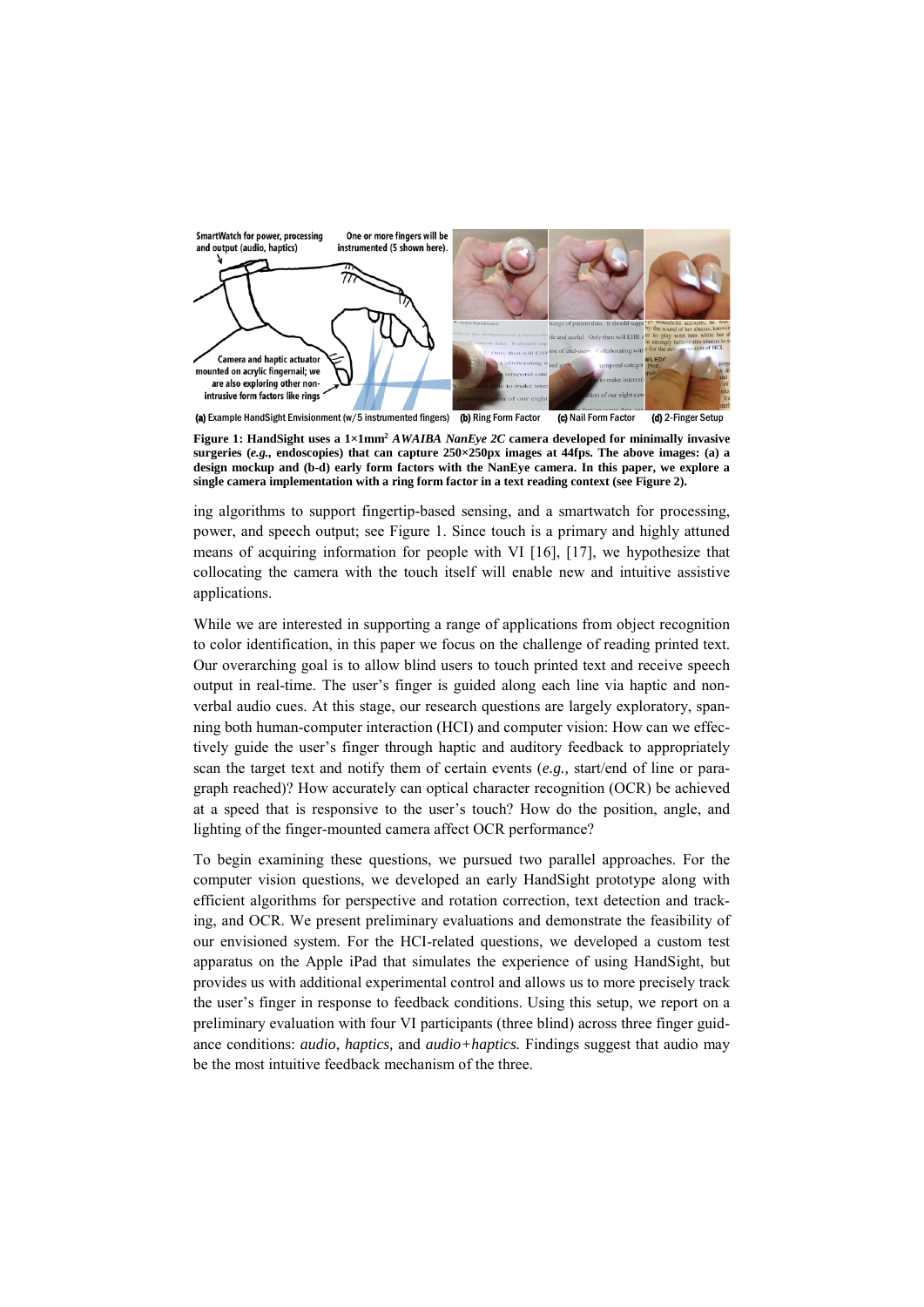**Figure 1: HandSight uses a 1×1mm[2] *AWAIBA NanEye 2C* camera developed for minimally invasive surgeries (*e.g.,* endoscopies) that can capture 250×250px images at 44fps. The above images: (a) a design mockup and (b-d) early form factors with the NanEye camera. In this paper, we explore a single camera implementation with a ring form factor in a text reading context (see Figure 2).**

ing algorithms to support fingertip-based sensing, and a smartwatch for processing, power, and speech output; see Figure 1. Since touch is a primary and highly attuned means of acquiring information for people with VI [16], [17], we hypothesize that collocating the camera with the touch itself will enable new and intuitive assistive applications.

While we are interested in supporting a range of applications from object recognition to color identification, in this paper we focus on the challenge of reading printed text. Our overarching goal is to allow blind users to touch printed text and receive speech output in real-time. The user's finger is guided along each line via haptic and non-verbal audio cues. At this stage, our research questions are largely exploratory, spanning both human-computer interaction (HCI) and computer vision: How can we effectively guide the user's finger through haptic and auditory feedback to appropriately scan the target text and notify them of certain events (*e.g.,* start/end of line or paragraph reached)? How accurately can optical character recognition (OCR) be achieved at a speed that is responsive to the user's touch? How do the position, angle, and lighting of the finger-mounted camera affect OCR performance?

To begin examining these questions, we pursued two parallel approaches. For the computer vision questions, we developed an early HandSight prototype along with efficient algorithms for perspective and rotation correction, text detection and tracking, and OCR. We present preliminary evaluations and demonstrate the feasibility of our envisioned system. For the HCI-related questions, we developed a custom test apparatus on the Apple iPad that simulates the experience of using HandSight, but provides us with additional experimental control and allows us to more precisely track the user's finger in response to feedback conditions. Using this setup, we report on a preliminary evaluation with four VI participants (three blind) across three finger guidance conditions: *audio*, *haptics,* and *audio+haptics.* Findings suggest that audio may be the most intuitive feedback mechanism of the three.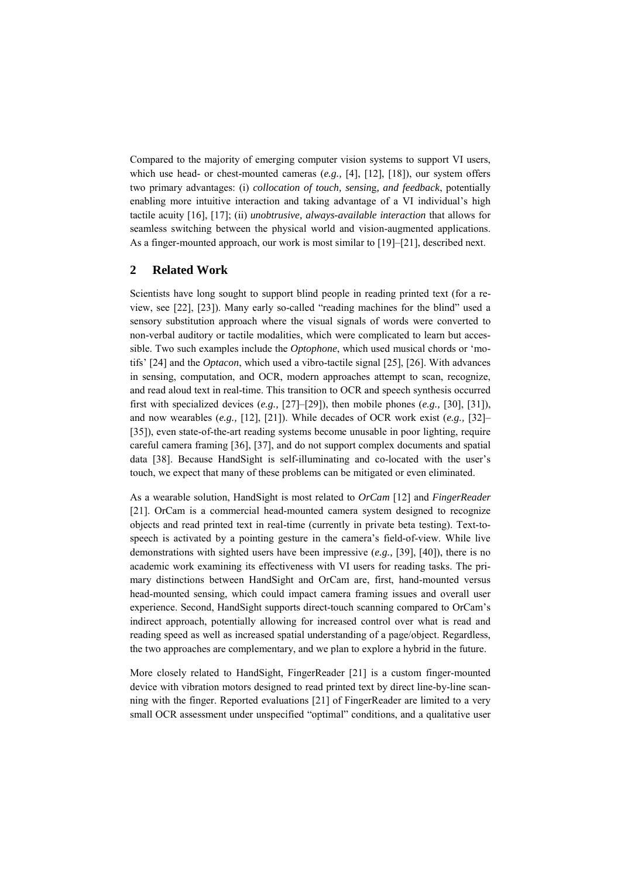Compared to the majority of emerging computer vision systems to support VI users, which use head- or chest-mounted cameras (*e.g.,* [4], [12], [18]), our system offers two primary advantages: (i) *collocation of touch, sensing, and feedback*, potentially enabling more intuitive interaction and taking advantage of a VI individual's high tactile acuity [16], [17]; (ii) *unobtrusive, always-available interaction* that allows for seamless switching between the physical world and vision-augmented applications. As a finger-mounted approach, our work is most similar to [19]–[21], described next.

## 2 Related Work

Scientists have long sought to support blind people in reading printed text (for a review, see [22], [23]). Many early so-called "reading machines for the blind" used a sensory substitution approach where the visual signals of words were converted to non-verbal auditory or tactile modalities, which were complicated to learn but accessible. Two such examples include the *Optophone*, which used musical chords or 'motifs' [24] and the *Optacon*, which used a vibro-tactile signal [25], [26]. With advances in sensing, computation, and OCR, modern approaches attempt to scan, recognize, and read aloud text in real-time. This transition to OCR and speech synthesis occurred first with specialized devices (*e.g.,* [27]–[29]), then mobile phones (*e.g.,* [30], [31]), and now wearables (*e.g.,* [12], [21]). While decades of OCR work exist (*e.g.,* [32]–[35]), even state-of-the-art reading systems become unusable in poor lighting, require careful camera framing [36], [37], and do not support complex documents and spatial data [38]. Because HandSight is self-illuminating and co-located with the user's touch, we expect that many of these problems can be mitigated or even eliminated.

As a wearable solution, HandSight is most related to *OrCam* [12] and *FingerReader* [21]. OrCam is a commercial head-mounted camera system designed to recognize objects and read printed text in real-time (currently in private beta testing). Text-to-speech is activated by a pointing gesture in the camera's field-of-view. While live demonstrations with sighted users have been impressive (*e.g.,* [39], [40]), there is no academic work examining its effectiveness with VI users for reading tasks. The primary distinctions between HandSight and OrCam are, first, hand-mounted versus head-mounted sensing, which could impact camera framing issues and overall user experience. Second, HandSight supports direct-touch scanning compared to OrCam's indirect approach, potentially allowing for increased control over what is read and reading speed as well as increased spatial understanding of a page/object. Regardless, the two approaches are complementary, and we plan to explore a hybrid in the future.

More closely related to HandSight, FingerReader [21] is a custom finger-mounted device with vibration motors designed to read printed text by direct line-by-line scanning with the finger. Reported evaluations [21] of FingerReader are limited to a very small OCR assessment under unspecified "optimal" conditions, and a qualitative user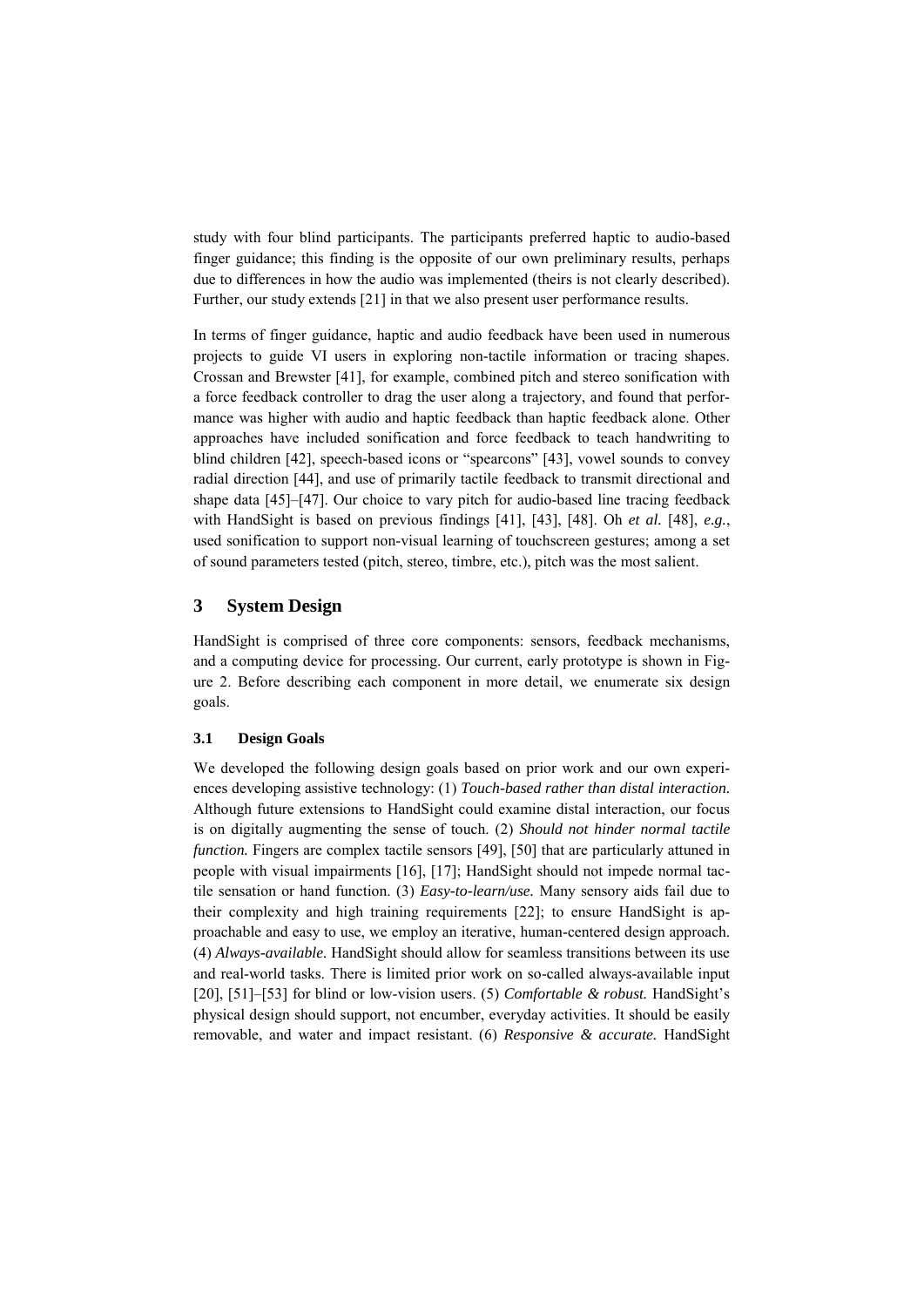study with four blind participants. The participants preferred haptic to audio-based finger guidance; this finding is the opposite of our own preliminary results, perhaps due to differences in how the audio was implemented (theirs is not clearly described). Further, our study extends [21] in that we also present user performance results.

In terms of finger guidance, haptic and audio feedback have been used in numerous projects to guide VI users in exploring non-tactile information or tracing shapes. Crossan and Brewster [41], for example, combined pitch and stereo sonification with a force feedback controller to drag the user along a trajectory, and found that performance was higher with audio and haptic feedback than haptic feedback alone. Other approaches have included sonification and force feedback to teach handwriting to blind children [42], speech-based icons or "spearcons" [43], vowel sounds to convey radial direction [44], and use of primarily tactile feedback to transmit directional and shape data [45]–[47]. Our choice to vary pitch for audio-based line tracing feedback with HandSight is based on previous findings [41], [43], [48]. Oh *et al.* [48], *e.g.*, used sonification to support non-visual learning of touchscreen gestures; among a set of sound parameters tested (pitch, stereo, timbre, etc.), pitch was the most salient.

## 3 System Design

HandSight is comprised of three core components: sensors, feedback mechanisms, and a computing device for processing. Our current, early prototype is shown in Figure 2. Before describing each component in more detail, we enumerate six design goals.

### 3.1 Design Goals

We developed the following design goals based on prior work and our own experiences developing assistive technology: (1) *Touch-based rather than distal interaction.* Although future extensions to HandSight could examine distal interaction, our focus is on digitally augmenting the sense of touch. (2) *Should not hinder normal tactile function.* Fingers are complex tactile sensors [49], [50] that are particularly attuned in people with visual impairments [16], [17]; HandSight should not impede normal tactile sensation or hand function. (3) *Easy-to-learn/use.* Many sensory aids fail due to their complexity and high training requirements [22]; to ensure HandSight is approachable and easy to use, we employ an iterative, human-centered design approach. (4) *Always-available.* HandSight should allow for seamless transitions between its use and real-world tasks. There is limited prior work on so-called always-available input [20], [51]–[53] for blind or low-vision users. (5) *Comfortable & robust.* HandSight's physical design should support, not encumber, everyday activities. It should be easily removable, and water and impact resistant. (6) *Responsive & accurate.* HandSight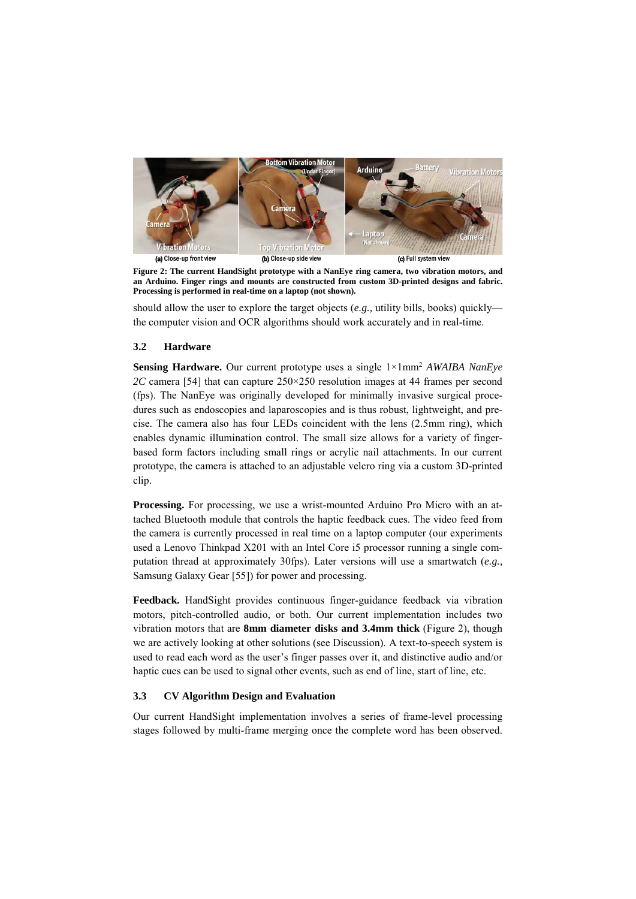**Figure 2: The current HandSight prototype with a NanEye ring camera, two vibration motors, and an Arduino. Finger rings and mounts are constructed from custom 3D-printed designs and fabric. Processing is performed in real-time on a laptop (not shown).**

should allow the user to explore the target objects (*e.g.,* utility bills, books) quickly—the computer vision and OCR algorithms should work accurately and in real-time.

## 3.2 Hardware

**Sensing Hardware.** Our current prototype uses a single 1×1mm² *AWAIBA NanEye 2C* camera [54] that can capture 250×250 resolution images at 44 frames per second (fps). The NanEye was originally developed for minimally invasive surgical procedures such as endoscopies and laparoscopies and is thus robust, lightweight, and precise. The camera also has four LEDs coincident with the lens (2.5mm ring), which enables dynamic illumination control. The small size allows for a variety of finger-based form factors including small rings or acrylic nail attachments. In our current prototype, the camera is attached to an adjustable velcro ring via a custom 3D-printed clip.

**Processing.** For processing, we use a wrist-mounted Arduino Pro Micro with an attached Bluetooth module that controls the haptic feedback cues. The video feed from the camera is currently processed in real time on a laptop computer (our experiments used a Lenovo Thinkpad X201 with an Intel Core i5 processor running a single computation thread at approximately 30fps). Later versions will use a smartwatch (*e.g.,* Samsung Galaxy Gear [55]) for power and processing.

**Feedback.** HandSight provides continuous finger-guidance feedback via vibration motors, pitch-controlled audio, or both. Our current implementation includes two vibration motors that are **8mm diameter disks and 3.4mm thick** (Figure 2), though we are actively looking at other solutions (see Discussion). A text-to-speech system is used to read each word as the user's finger passes over it, and distinctive audio and/or haptic cues can be used to signal other events, such as end of line, start of line, etc.

## 3.3 CV Algorithm Design and Evaluation

Our current HandSight implementation involves a series of frame-level processing stages followed by multi-frame merging once the complete word has been observed.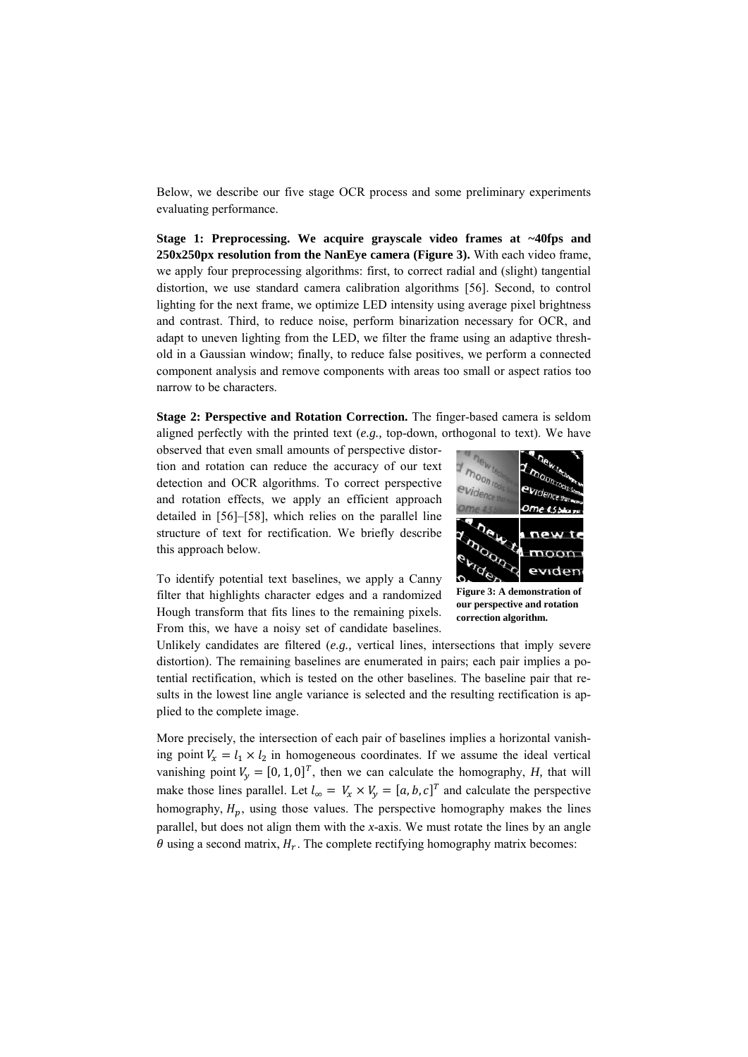Below, we describe our five stage OCR process and some preliminary experiments evaluating performance.

**Stage 1: Preprocessing. We acquire grayscale video frames at ~40fps and 250x250px resolution from the NanEye camera (Figure 3).** With each video frame, we apply four preprocessing algorithms: first, to correct radial and (slight) tangential distortion, we use standard camera calibration algorithms [56]. Second, to control lighting for the next frame, we optimize LED intensity using average pixel brightness and contrast. Third, to reduce noise, perform binarization necessary for OCR, and adapt to uneven lighting from the LED, we filter the frame using an adaptive threshold in a Gaussian window; finally, to reduce false positives, we perform a connected component analysis and remove components with areas too small or aspect ratios too narrow to be characters.

**Stage 2: Perspective and Rotation Correction.** The finger-based camera is seldom aligned perfectly with the printed text (*e.g.,* top-down, orthogonal to text). We have observed that even small amounts of perspective distortion and rotation can reduce the accuracy of our text detection and OCR algorithms. To correct perspective and rotation effects, we apply an efficient approach detailed in [56]–[58], which relies on the parallel line structure of text for rectification. We briefly describe this approach below.

**Figure 3: A demonstration of our perspective and rotation correction algorithm.**

To identify potential text baselines, we apply a Canny filter that highlights character edges and a randomized Hough transform that fits lines to the remaining pixels. From this, we have a noisy set of candidate baselines. Unlikely candidates are filtered (*e.g.,* vertical lines, intersections that imply severe distortion). The remaining baselines are enumerated in pairs; each pair implies a potential rectification, which is tested on the other baselines. The baseline pair that results in the lowest line angle variance is selected and the resulting rectification is applied to the complete image.

More precisely, the intersection of each pair of baselines implies a horizontal vanishing point $V_x = l_1 \times l_2$ in homogeneous coordinates. If we assume the ideal vertical vanishing point $V_y = [0, 1, 0]^T$, then we can calculate the homography, $H$, that will make those lines parallel. Let $l_\infty = V_x \times V_y = [a, b, c]^T$ and calculate the perspective homography, $H_p$, using those values. The perspective homography makes the lines parallel, but does not align them with the *x*-axis. We must rotate the lines by an angle $\theta$ using a second matrix, $H_r$. The complete rectifying homography matrix becomes: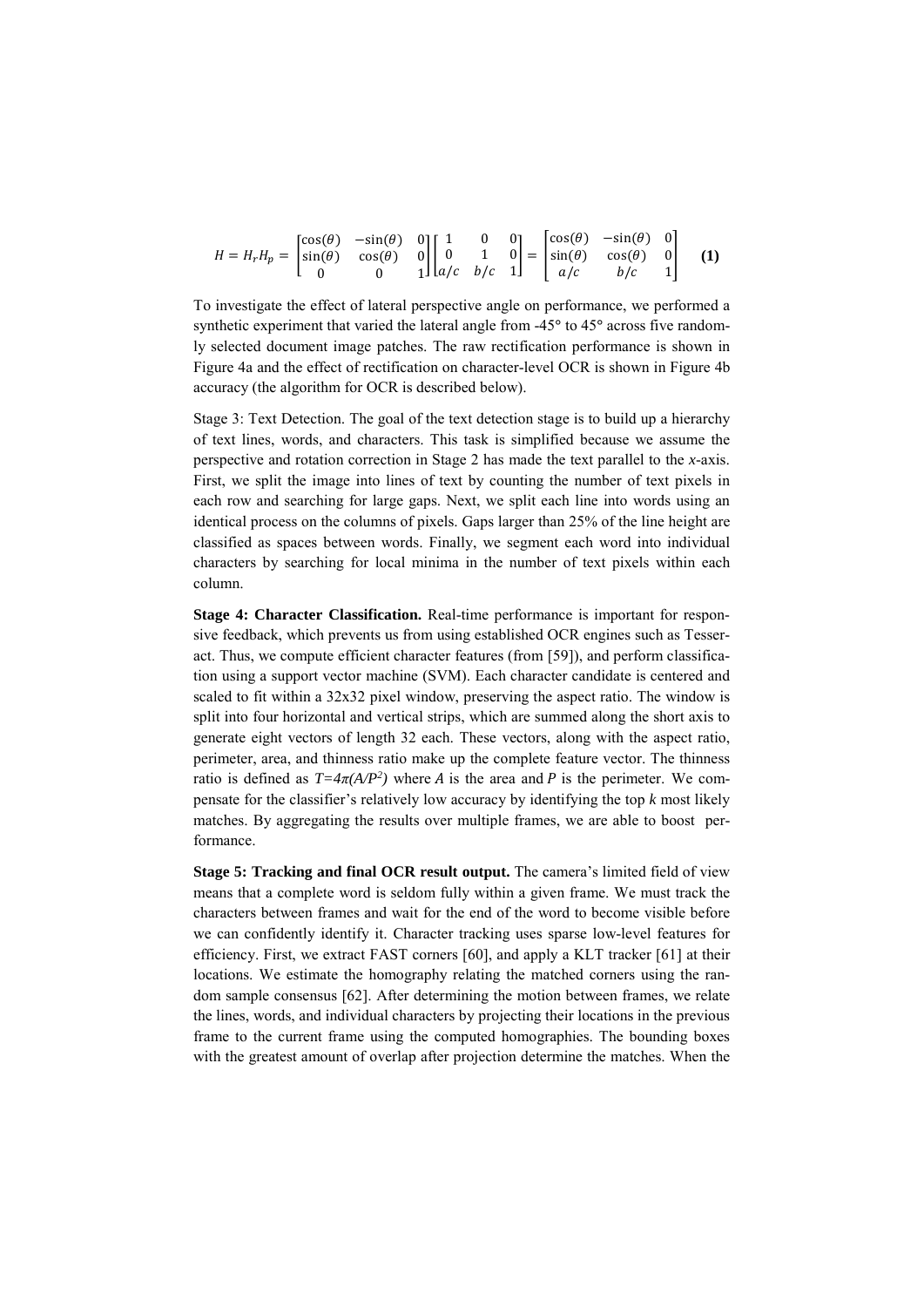$$H = H_r H_p = \begin{bmatrix} \cos(\theta) & -\sin(\theta) & 0 \\ \sin(\theta) & \cos(\theta) & 0 \\ 0 & 0 & 1 \end{bmatrix} \begin{bmatrix} 1 & 0 & 0 \\ 0 & 1 & 0 \\ a/c & b/c & 1 \end{bmatrix} = \begin{bmatrix} \cos(\theta) & -\sin(\theta) & 0 \\ \sin(\theta) & \cos(\theta) & 0 \\ a/c & b/c & 1 \end{bmatrix} \quad \textbf{(1)}$$

To investigate the effect of lateral perspective angle on performance, we performed a synthetic experiment that varied the lateral angle from -45° to 45° across five randomly selected document image patches. The raw rectification performance is shown in Figure 4a and the effect of rectification on character-level OCR is shown in Figure 4b accuracy (the algorithm for OCR is described below).

Stage 3: Text Detection. The goal of the text detection stage is to build up a hierarchy of text lines, words, and characters. This task is simplified because we assume the perspective and rotation correction in Stage 2 has made the text parallel to the *x*-axis. First, we split the image into lines of text by counting the number of text pixels in each row and searching for large gaps. Next, we split each line into words using an identical process on the columns of pixels. Gaps larger than 25% of the line height are classified as spaces between words. Finally, we segment each word into individual characters by searching for local minima in the number of text pixels within each column.

**Stage 4: Character Classification.** Real-time performance is important for responsive feedback, which prevents us from using established OCR engines such as Tesseract. Thus, we compute efficient character features (from [59]), and perform classification using a support vector machine (SVM). Each character candidate is centered and scaled to fit within a 32x32 pixel window, preserving the aspect ratio. The window is split into four horizontal and vertical strips, which are summed along the short axis to generate eight vectors of length 32 each. These vectors, along with the aspect ratio, perimeter, area, and thinness ratio make up the complete feature vector. The thinness ratio is defined as $T=4\pi(A/P^2)$ where $A$ is the area and $P$ is the perimeter. We compensate for the classifier's relatively low accuracy by identifying the top $k$ most likely matches. By aggregating the results over multiple frames, we are able to boost performance.

**Stage 5: Tracking and final OCR result output.** The camera's limited field of view means that a complete word is seldom fully within a given frame. We must track the characters between frames and wait for the end of the word to become visible before we can confidently identify it. Character tracking uses sparse low-level features for efficiency. First, we extract FAST corners [60], and apply a KLT tracker [61] at their locations. We estimate the homography relating the matched corners using the random sample consensus [62]. After determining the motion between frames, we relate the lines, words, and individual characters by projecting their locations in the previous frame to the current frame using the computed homographies. The bounding boxes with the greatest amount of overlap after projection determine the matches. When the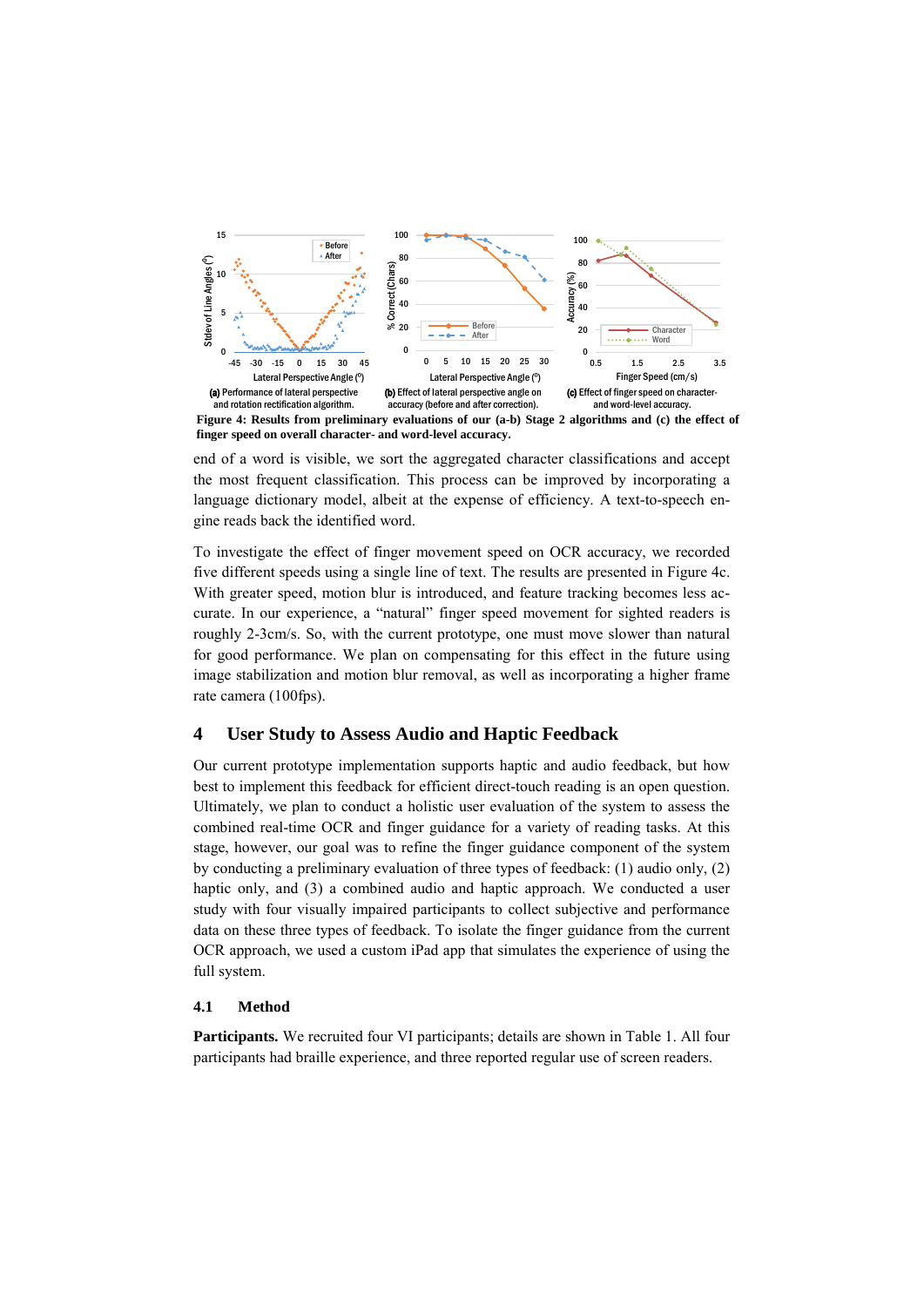15

Before

After

10

5

0

-45 -30 -15 0 15 30 45

Stdev of Line Angles (°)

Lateral Perspective Angle (°)

**(a)** Performance of lateral perspective and rotation rectification algorithm.

100

80

60

40

20

0

0 5 10 15 20 25 30

% Correct (Chars)

Before

After

Lateral Perspective Angle (°)

**(b)** Effect of lateral perspective angle on accuracy (before and after correction).

100

80

60

40

20

0

0.5 1.5 2.5 3.5

Accuracy (%)

Character

Word

Finger Speed (cm/s)

**(c)** Effect of finger speed on character- and word-level accuracy.

**Figure 4: Results from preliminary evaluations of our (a-b) Stage 2 algorithms and (c) the effect of finger speed on overall character- and word-level accuracy.**

end of a word is visible, we sort the aggregated character classifications and accept the most frequent classification. This process can be improved by incorporating a language dictionary model, albeit at the expense of efficiency. A text-to-speech engine reads back the identified word.

To investigate the effect of finger movement speed on OCR accuracy, we recorded five different speeds using a single line of text. The results are presented in Figure 4c. With greater speed, motion blur is introduced, and feature tracking becomes less accurate. In our experience, a "natural" finger speed movement for sighted readers is roughly 2-3cm/s. So, with the current prototype, one must move slower than natural for good performance. We plan on compensating for this effect in the future using image stabilization and motion blur removal, as well as incorporating a higher frame rate camera (100fps).

## 4 User Study to Assess Audio and Haptic Feedback

Our current prototype implementation supports haptic and audio feedback, but how best to implement this feedback for efficient direct-touch reading is an open question. Ultimately, we plan to conduct a holistic user evaluation of the system to assess the combined real-time OCR and finger guidance for a variety of reading tasks. At this stage, however, our goal was to refine the finger guidance component of the system by conducting a preliminary evaluation of three types of feedback: (1) audio only, (2) haptic only, and (3) a combined audio and haptic approach. We conducted a user study with four visually impaired participants to collect subjective and performance data on these three types of feedback. To isolate the finger guidance from the current OCR approach, we used a custom iPad app that simulates the experience of using the full system.

### 4.1 Method

**Participants.** We recruited four VI participants; details are shown in Table 1. All four participants had braille experience, and three reported regular use of screen readers.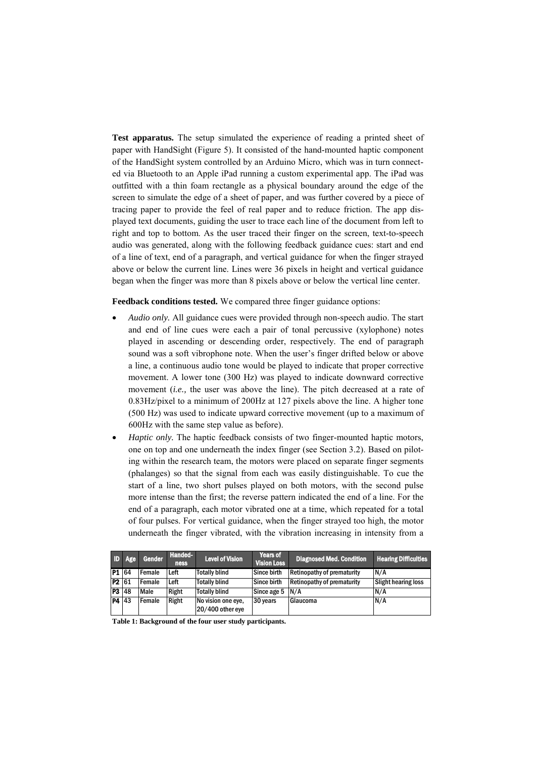**Test apparatus.** The setup simulated the experience of reading a printed sheet of paper with HandSight (Figure 5). It consisted of the hand-mounted haptic component of the HandSight system controlled by an Arduino Micro, which was in turn connected via Bluetooth to an Apple iPad running a custom experimental app. The iPad was outfitted with a thin foam rectangle as a physical boundary around the edge of the screen to simulate the edge of a sheet of paper, and was further covered by a piece of tracing paper to provide the feel of real paper and to reduce friction. The app displayed text documents, guiding the user to trace each line of the document from left to right and top to bottom. As the user traced their finger on the screen, text-to-speech audio was generated, along with the following feedback guidance cues: start and end of a line of text, end of a paragraph, and vertical guidance for when the finger strayed above or below the current line. Lines were 36 pixels in height and vertical guidance began when the finger was more than 8 pixels above or below the vertical line center.

**Feedback conditions tested.** We compared three finger guidance options:

- *Audio only.* All guidance cues were provided through non-speech audio. The start and end of line cues were each a pair of tonal percussive (xylophone) notes played in ascending or descending order, respectively. The end of paragraph sound was a soft vibrophone note. When the user's finger drifted below or above a line, a continuous audio tone would be played to indicate that proper corrective movement. A lower tone (300 Hz) was played to indicate downward corrective movement (*i.e.,* the user was above the line). The pitch decreased at a rate of 0.83Hz/pixel to a minimum of 200Hz at 127 pixels above the line. A higher tone (500 Hz) was used to indicate upward corrective movement (up to a maximum of 600Hz with the same step value as before).
- *Haptic only*. The haptic feedback consists of two finger-mounted haptic motors, one on top and one underneath the index finger (see Section 3.2). Based on piloting within the research team, the motors were placed on separate finger segments (phalanges) so that the signal from each was easily distinguishable. To cue the start of a line, two short pulses played on both motors, with the second pulse more intense than the first; the reverse pattern indicated the end of a line. For the end of a paragraph, each motor vibrated one at a time, which repeated for a total of four pulses. For vertical guidance, when the finger strayed too high, the motor underneath the finger vibrated, with the vibration increasing in intensity from a

| ID | Age | Gender | Handedness | Level of Vision | Years of Vision Loss | Diagnosed Med. Condition | Hearing Difficulties |
|---|---|---|---|---|---|---|---|
| P1 | 64 | Female | Left | Totally blind | Since birth | Retinopathy of prematurity | N/A |
| P2 | 61 | Female | Left | Totally blind | Since birth | Retinopathy of prematurity | Slight hearing loss |
| P3 | 48 | Male | Right | Totally blind | Since age 5 | N/A | N/A |
| P4 | 43 | Female | Right | No vision one eye, 20/400 other eye | 30 years | Glaucoma | N/A |

**Table 1: Background of the four user study participants.**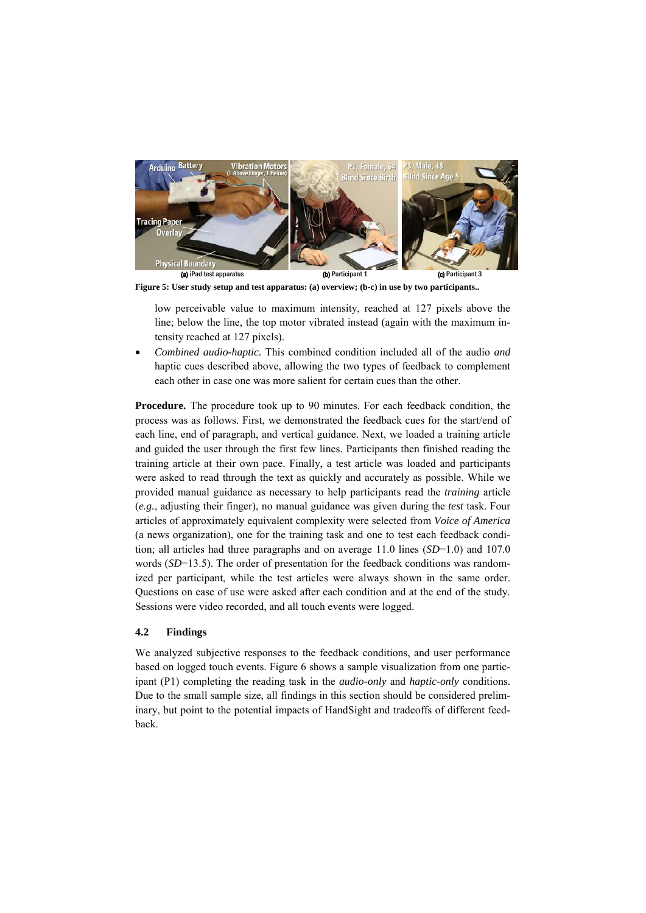Figure 5: User study setup and test apparatus: (a) overview; (b-c) in use by two participants..

low perceivable value to maximum intensity, reached at 127 pixels above the line; below the line, the top motor vibrated instead (again with the maximum intensity reached at 127 pixels).

- *Combined audio-haptic.* This combined condition included all of the audio *and* haptic cues described above, allowing the two types of feedback to complement each other in case one was more salient for certain cues than the other.

**Procedure.** The procedure took up to 90 minutes. For each feedback condition, the process was as follows. First, we demonstrated the feedback cues for the start/end of each line, end of paragraph, and vertical guidance. Next, we loaded a training article and guided the user through the first few lines. Participants then finished reading the training article at their own pace. Finally, a test article was loaded and participants were asked to read through the text as quickly and accurately as possible. While we provided manual guidance as necessary to help participants read the *training* article (*e.g.*, adjusting their finger), no manual guidance was given during the *test* task. Four articles of approximately equivalent complexity were selected from *Voice of America* (a news organization), one for the training task and one to test each feedback condition; all articles had three paragraphs and on average 11.0 lines (*SD*=1.0) and 107.0 words (*SD*=13.5). The order of presentation for the feedback conditions was randomized per participant, while the test articles were always shown in the same order. Questions on ease of use were asked after each condition and at the end of the study. Sessions were video recorded, and all touch events were logged.

### 4.2 Findings

We analyzed subjective responses to the feedback conditions, and user performance based on logged touch events. Figure 6 shows a sample visualization from one participant (P1) completing the reading task in the *audio-only* and *haptic-only* conditions. Due to the small sample size, all findings in this section should be considered preliminary, but point to the potential impacts of HandSight and tradeoffs of different feedback.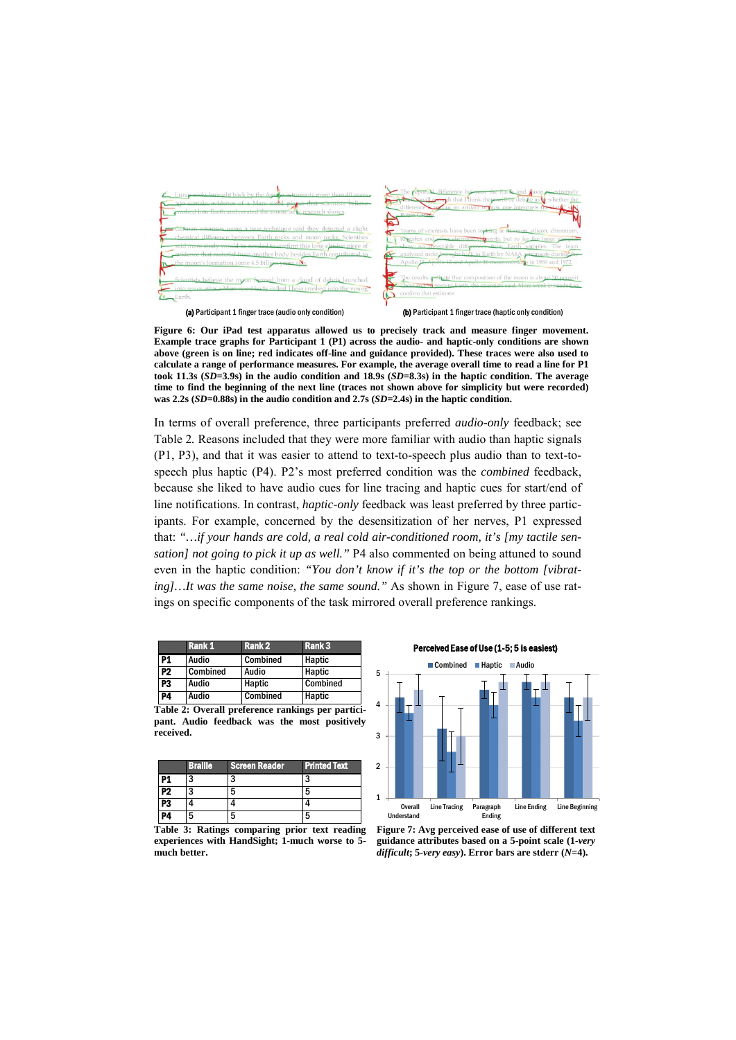(a) Participant 1 finger trace (audio only condition)

(b) Participant 1 finger trace (haptic only condition)

**Figure 6: Our iPad test apparatus allowed us to precisely track and measure finger movement. Example trace graphs for Participant 1 (P1) across the audio- and haptic-only conditions are shown above (green is on line; red indicates off-line and guidance provided). These traces were also used to calculate a range of performance measures. For example, the average overall time to read a line for P1 took 11.3s (*SD*=3.9s) in the audio condition and 18.9s (*SD*=8.3s) in the haptic condition. The average time to find the beginning of the next line (traces not shown above for simplicity but were recorded) was 2.2s (*SD*=0.88s) in the audio condition and 2.7s (*SD*=2.4s) in the haptic condition.**

In terms of overall preference, three participants preferred *audio-only* feedback; see Table 2. Reasons included that they were more familiar with audio than haptic signals (P1, P3), and that it was easier to attend to text-to-speech plus audio than to text-to-speech plus haptic (P4). P2's most preferred condition was the *combined* feedback, because she liked to have audio cues for line tracing and haptic cues for start/end of line notifications. In contrast, *haptic-only* feedback was least preferred by three participants. For example, concerned by the desensitization of her nerves, P1 expressed that: *"…if your hands are cold, a real cold air-conditioned room, it's [my tactile sensation] not going to pick it up as well."* P4 also commented on being attuned to sound even in the haptic condition: *"You don't know if it's the top or the bottom [vibrating]…It was the same noise, the same sound."* As shown in Figure 7, ease of use ratings on specific components of the task mirrored overall preference rankings.

| | Rank 1 | Rank 2 | Rank 3 |
|---|---|---|---|
| P1 | Audio | Combined | Haptic |
| P2 | Combined | Audio | Haptic |
| P3 | Audio | Haptic | Combined |
| P4 | Audio | Combined | Haptic |

**Table 2: Overall preference rankings per participant. Audio feedback was the most positively received.**

| | Braille | Screen Reader | Printed Text |
|---|---|---|---|
| P1 | 3 | 3 | 3 |
| P2 | 3 | 5 | 5 |
| P3 | 4 | 4 | 4 |
| P4 | 5 | 5 | 5 |

**Table 3: Ratings comparing prior text reading experiences with HandSight; 1-much worse to 5-much better.**

**Figure 7: Avg perceived ease of use of different text guidance attributes based on a 5-point scale (1-*very difficult*; 5-*very easy*). Error bars are stderr (*N*=4).**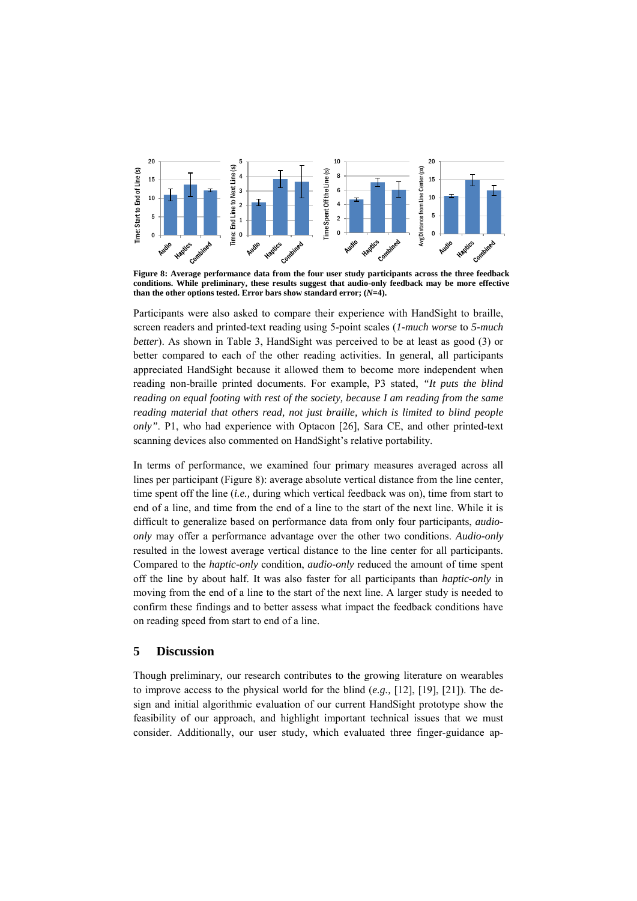Time: Start to End of Line (s)
20
15
10
5
0
Audio
Haptics
Combined

Time: End Line to Next Line (s)
5
4
3
2
1
0
Audio
Haptics
Combined

Time Spent Off the Line (s)
10
8
6
4
2
0
Audio
Haptics
Combined

Avg Distance from Line Center (px)
20
15
10
5
0
Audio
Haptics
Combined

**Figure 8: Average performance data from the four user study participants across the three feedback conditions. While preliminary, these results suggest that audio-only feedback may be more effective than the other options tested. Error bars show standard error; (*N*=4).**

Participants were also asked to compare their experience with HandSight to braille, screen readers and printed-text reading using 5-point scales (*1-much worse* to *5-much better*). As shown in Table 3, HandSight was perceived to be at least as good (3) or better compared to each of the other reading activities. In general, all participants appreciated HandSight because it allowed them to become more independent when reading non-braille printed documents. For example, P3 stated, *"It puts the blind reading on equal footing with rest of the society, because I am reading from the same reading material that others read, not just braille, which is limited to blind people only"*. P1, who had experience with Optacon [26], Sara CE, and other printed-text scanning devices also commented on HandSight's relative portability.

In terms of performance, we examined four primary measures averaged across all lines per participant (Figure 8): average absolute vertical distance from the line center, time spent off the line (*i.e.,* during which vertical feedback was on), time from start to end of a line, and time from the end of a line to the start of the next line. While it is difficult to generalize based on performance data from only four participants, *audio-only* may offer a performance advantage over the other two conditions. *Audio-only* resulted in the lowest average vertical distance to the line center for all participants. Compared to the *haptic-only* condition, *audio-only* reduced the amount of time spent off the line by about half. It was also faster for all participants than *haptic-only* in moving from the end of a line to the start of the next line. A larger study is needed to confirm these findings and to better assess what impact the feedback conditions have on reading speed from start to end of a line.

## 5 Discussion

Though preliminary, our research contributes to the growing literature on wearables to improve access to the physical world for the blind (*e.g.,* [12], [19], [21]). The design and initial algorithmic evaluation of our current HandSight prototype show the feasibility of our approach, and highlight important technical issues that we must consider. Additionally, our user study, which evaluated three finger-guidance ap-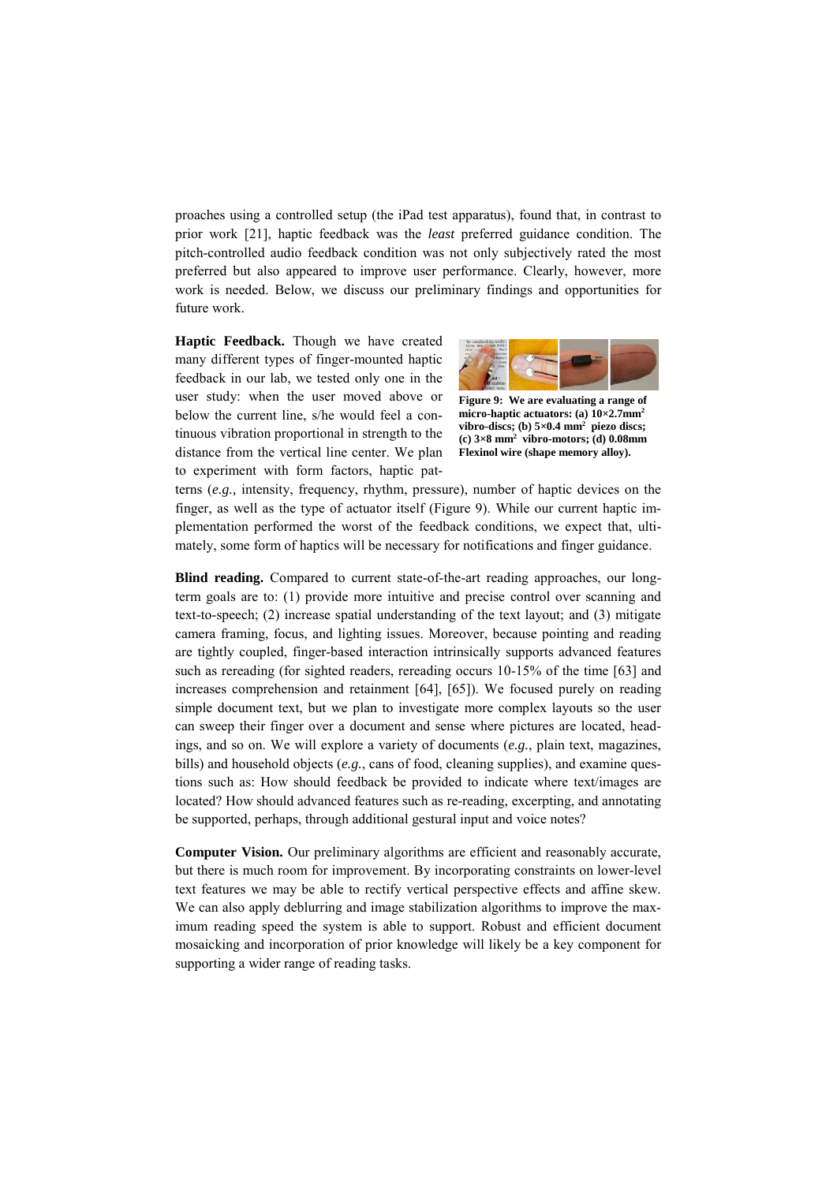proaches using a controlled setup (the iPad test apparatus), found that, in contrast to prior work [21], haptic feedback was the *least* preferred guidance condition. The pitch-controlled audio feedback condition was not only subjectively rated the most preferred but also appeared to improve user performance. Clearly, however, more work is needed. Below, we discuss our preliminary findings and opportunities for future work.

**Haptic Feedback.** Though we have created many different types of finger-mounted haptic feedback in our lab, we tested only one in the user study: when the user moved above or below the current line, s/he would feel a continuous vibration proportional in strength to the distance from the vertical line center. We plan to experiment with form factors, haptic patterns (*e.g.,* intensity, frequency, rhythm, pressure), number of haptic devices on the finger, as well as the type of actuator itself (Figure 9). While our current haptic implementation performed the worst of the feedback conditions, we expect that, ultimately, some form of haptics will be necessary for notifications and finger guidance.

**Figure 9: We are evaluating a range of micro-haptic actuators: (a) 10×2.7mm$^2$ vibro-discs; (b) 5×0.4 mm$^2$ piezo discs; (c) 3×8 mm$^2$ vibro-motors; (d) 0.08mm Flexinol wire (shape memory alloy).**

**Blind reading.** Compared to current state-of-the-art reading approaches, our long-term goals are to: (1) provide more intuitive and precise control over scanning and text-to-speech; (2) increase spatial understanding of the text layout; and (3) mitigate camera framing, focus, and lighting issues. Moreover, because pointing and reading are tightly coupled, finger-based interaction intrinsically supports advanced features such as rereading (for sighted readers, rereading occurs 10-15% of the time [63] and increases comprehension and retainment [64], [65]). We focused purely on reading simple document text, but we plan to investigate more complex layouts so the user can sweep their finger over a document and sense where pictures are located, headings, and so on. We will explore a variety of documents (*e.g.*, plain text, magazines, bills) and household objects (*e.g.*, cans of food, cleaning supplies), and examine questions such as: How should feedback be provided to indicate where text/images are located? How should advanced features such as re-reading, excerpting, and annotating be supported, perhaps, through additional gestural input and voice notes?

**Computer Vision.** Our preliminary algorithms are efficient and reasonably accurate, but there is much room for improvement. By incorporating constraints on lower-level text features we may be able to rectify vertical perspective effects and affine skew. We can also apply deblurring and image stabilization algorithms to improve the maximum reading speed the system is able to support. Robust and efficient document mosaicking and incorporation of prior knowledge will likely be a key component for supporting a wider range of reading tasks.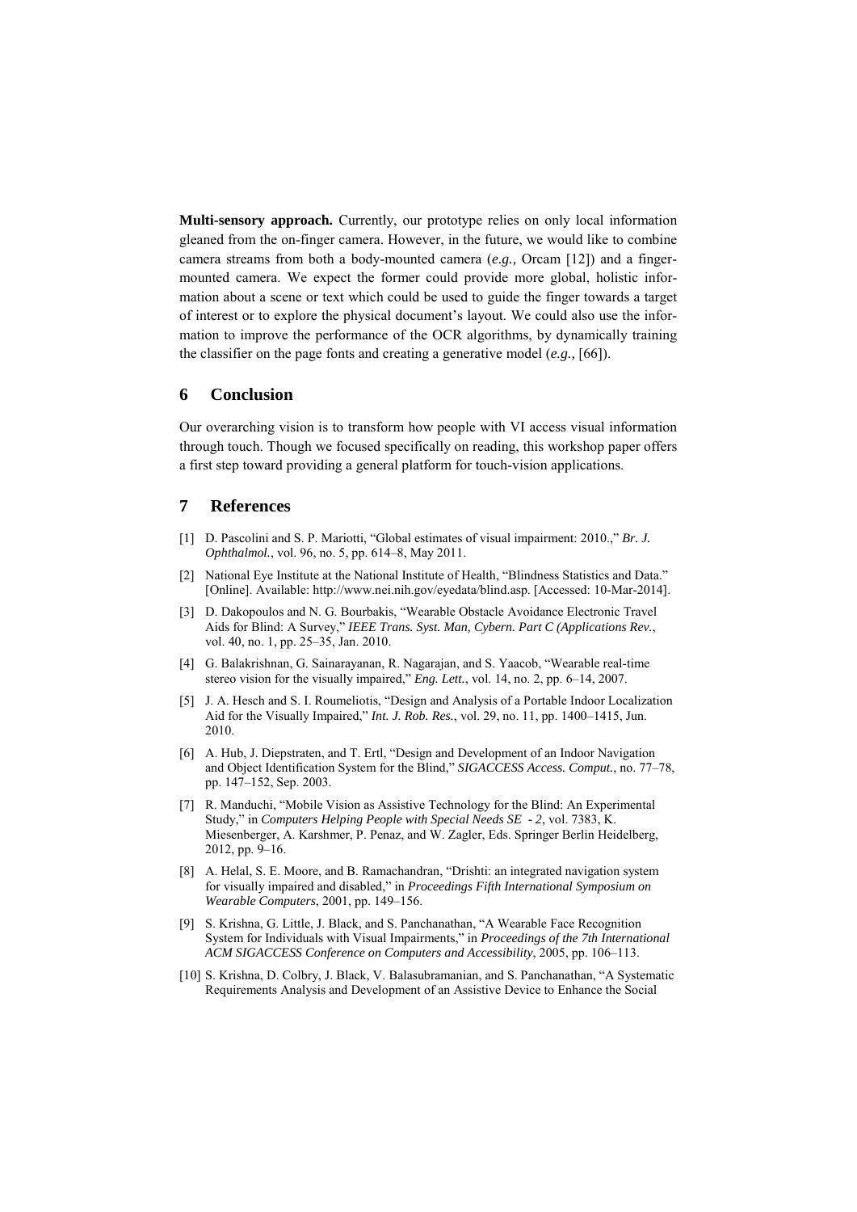**Multi-sensory approach.** Currently, our prototype relies on only local information gleaned from the on-finger camera. However, in the future, we would like to combine camera streams from both a body-mounted camera (*e.g.,* Orcam [12]) and a finger-mounted camera. We expect the former could provide more global, holistic information about a scene or text which could be used to guide the finger towards a target of interest or to explore the physical document's layout. We could also use the information to improve the performance of the OCR algorithms, by dynamically training the classifier on the page fonts and creating a generative model (*e.g.*, [66]).

## 6 Conclusion

Our overarching vision is to transform how people with VI access visual information through touch. Though we focused specifically on reading, this workshop paper offers a first step toward providing a general platform for touch-vision applications.

## 7 References

[1] D. Pascolini and S. P. Mariotti, "Global estimates of visual impairment: 2010.," *Br. J. Ophthalmol.*, vol. 96, no. 5, pp. 614–8, May 2011.

[2] National Eye Institute at the National Institute of Health, "Blindness Statistics and Data." [Online]. Available: http://www.nei.nih.gov/eyedata/blind.asp. [Accessed: 10-Mar-2014].

[3] D. Dakopoulos and N. G. Bourbakis, "Wearable Obstacle Avoidance Electronic Travel Aids for Blind: A Survey," *IEEE Trans. Syst. Man, Cybern. Part C (Applications Rev.*, vol. 40, no. 1, pp. 25–35, Jan. 2010.

[4] G. Balakrishnan, G. Sainarayanan, R. Nagarajan, and S. Yaacob, "Wearable real-time stereo vision for the visually impaired," *Eng. Lett.*, vol. 14, no. 2, pp. 6–14, 2007.

[5] J. A. Hesch and S. I. Roumeliotis, "Design and Analysis of a Portable Indoor Localization Aid for the Visually Impaired," *Int. J. Rob. Res.*, vol. 29, no. 11, pp. 1400–1415, Jun. 2010.

[6] A. Hub, J. Diepstraten, and T. Ertl, "Design and Development of an Indoor Navigation and Object Identification System for the Blind," *SIGACCESS Access. Comput.*, no. 77–78, pp. 147–152, Sep. 2003.

[7] R. Manduchi, "Mobile Vision as Assistive Technology for the Blind: An Experimental Study," in *Computers Helping People with Special Needs SE - 2*, vol. 7383, K. Miesenberger, A. Karshmer, P. Penaz, and W. Zagler, Eds. Springer Berlin Heidelberg, 2012, pp. 9–16.

[8] A. Helal, S. E. Moore, and B. Ramachandran, "Drishti: an integrated navigation system for visually impaired and disabled," in *Proceedings Fifth International Symposium on Wearable Computers*, 2001, pp. 149–156.

[9] S. Krishna, G. Little, J. Black, and S. Panchanathan, "A Wearable Face Recognition System for Individuals with Visual Impairments," in *Proceedings of the 7th International ACM SIGACCESS Conference on Computers and Accessibility*, 2005, pp. 106–113.

[10] S. Krishna, D. Colbry, J. Black, V. Balasubramanian, and S. Panchanathan, "A Systematic Requirements Analysis and Development of an Assistive Device to Enhance the Social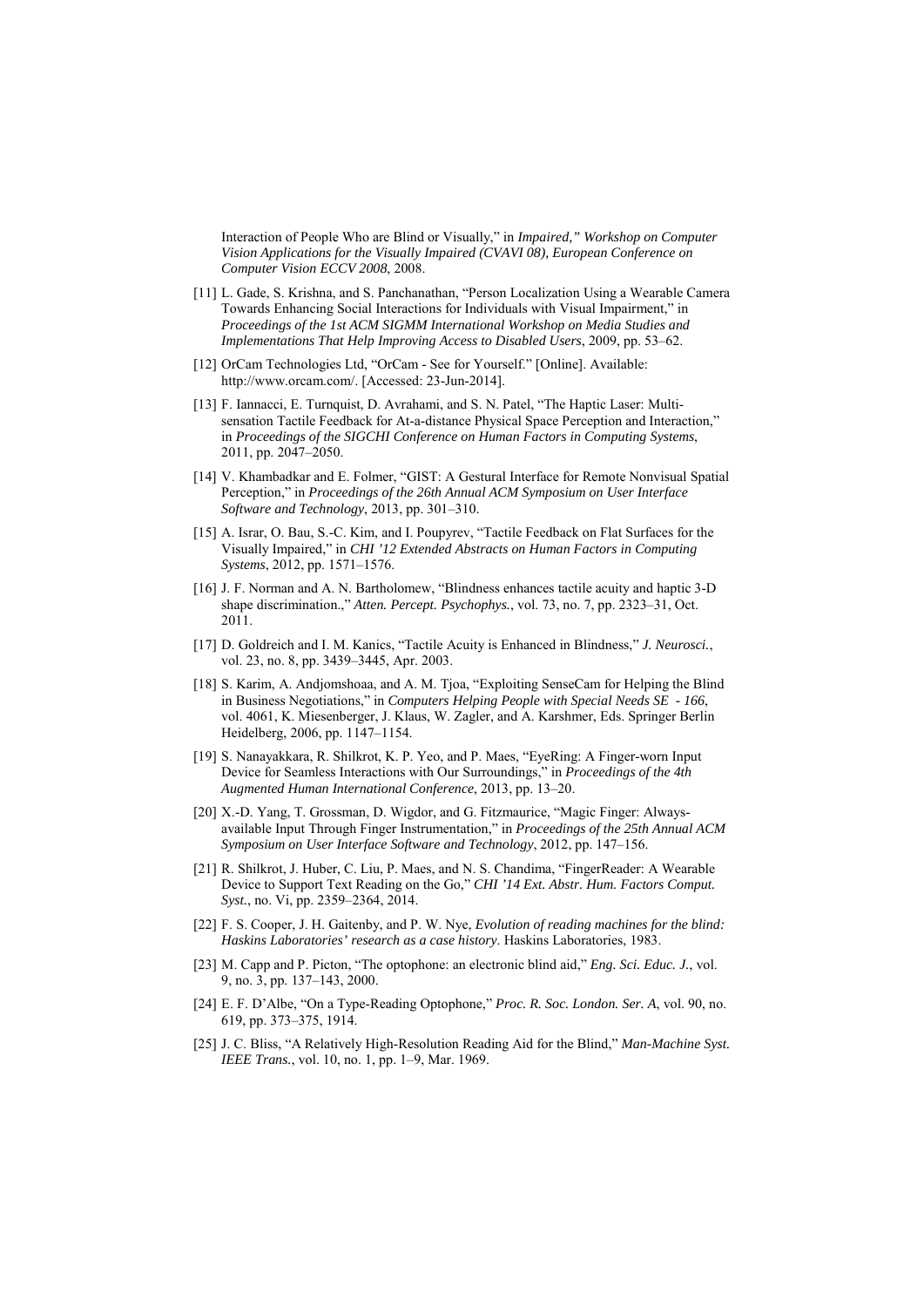Interaction of People Who are Blind or Visually," in *Impaired," Workshop on Computer Vision Applications for the Visually Impaired (CVAVI 08), European Conference on Computer Vision ECCV 2008*, 2008.

[11] L. Gade, S. Krishna, and S. Panchanathan, "Person Localization Using a Wearable Camera Towards Enhancing Social Interactions for Individuals with Visual Impairment," in *Proceedings of the 1st ACM SIGMM International Workshop on Media Studies and Implementations That Help Improving Access to Disabled Users*, 2009, pp. 53–62.

[12] OrCam Technologies Ltd, "OrCam - See for Yourself." [Online]. Available: http://www.orcam.com/. [Accessed: 23-Jun-2014].

[13] F. Iannacci, E. Turnquist, D. Avrahami, and S. N. Patel, "The Haptic Laser: Multi-sensation Tactile Feedback for At-a-distance Physical Space Perception and Interaction," in *Proceedings of the SIGCHI Conference on Human Factors in Computing Systems*, 2011, pp. 2047–2050.

[14] V. Khambadkar and E. Folmer, "GIST: A Gestural Interface for Remote Nonvisual Spatial Perception," in *Proceedings of the 26th Annual ACM Symposium on User Interface Software and Technology*, 2013, pp. 301–310.

[15] A. Israr, O. Bau, S.-C. Kim, and I. Poupyrev, "Tactile Feedback on Flat Surfaces for the Visually Impaired," in *CHI '12 Extended Abstracts on Human Factors in Computing Systems*, 2012, pp. 1571–1576.

[16] J. F. Norman and A. N. Bartholomew, "Blindness enhances tactile acuity and haptic 3-D shape discrimination.," *Atten. Percept. Psychophys.*, vol. 73, no. 7, pp. 2323–31, Oct. 2011.

[17] D. Goldreich and I. M. Kanics, "Tactile Acuity is Enhanced in Blindness," *J. Neurosci.*, vol. 23, no. 8, pp. 3439–3445, Apr. 2003.

[18] S. Karim, A. Andjomshoaa, and A. M. Tjoa, "Exploiting SenseCam for Helping the Blind in Business Negotiations," in *Computers Helping People with Special Needs SE - 166*, vol. 4061, K. Miesenberger, J. Klaus, W. Zagler, and A. Karshmer, Eds. Springer Berlin Heidelberg, 2006, pp. 1147–1154.

[19] S. Nanayakkara, R. Shilkrot, K. P. Yeo, and P. Maes, "EyeRing: A Finger-worn Input Device for Seamless Interactions with Our Surroundings," in *Proceedings of the 4th Augmented Human International Conference*, 2013, pp. 13–20.

[20] X.-D. Yang, T. Grossman, D. Wigdor, and G. Fitzmaurice, "Magic Finger: Always-available Input Through Finger Instrumentation," in *Proceedings of the 25th Annual ACM Symposium on User Interface Software and Technology*, 2012, pp. 147–156.

[21] R. Shilkrot, J. Huber, C. Liu, P. Maes, and N. S. Chandima, "FingerReader: A Wearable Device to Support Text Reading on the Go," *CHI '14 Ext. Abstr. Hum. Factors Comput. Syst.*, no. Vi, pp. 2359–2364, 2014.

[22] F. S. Cooper, J. H. Gaitenby, and P. W. Nye, *Evolution of reading machines for the blind: Haskins Laboratories' research as a case history*. Haskins Laboratories, 1983.

[23] M. Capp and P. Picton, "The optophone: an electronic blind aid," *Eng. Sci. Educ. J.*, vol. 9, no. 3, pp. 137–143, 2000.

[24] E. F. D'Albe, "On a Type-Reading Optophone," *Proc. R. Soc. London. Ser. A*, vol. 90, no. 619, pp. 373–375, 1914.

[25] J. C. Bliss, "A Relatively High-Resolution Reading Aid for the Blind," *Man-Machine Syst. IEEE Trans.*, vol. 10, no. 1, pp. 1–9, Mar. 1969.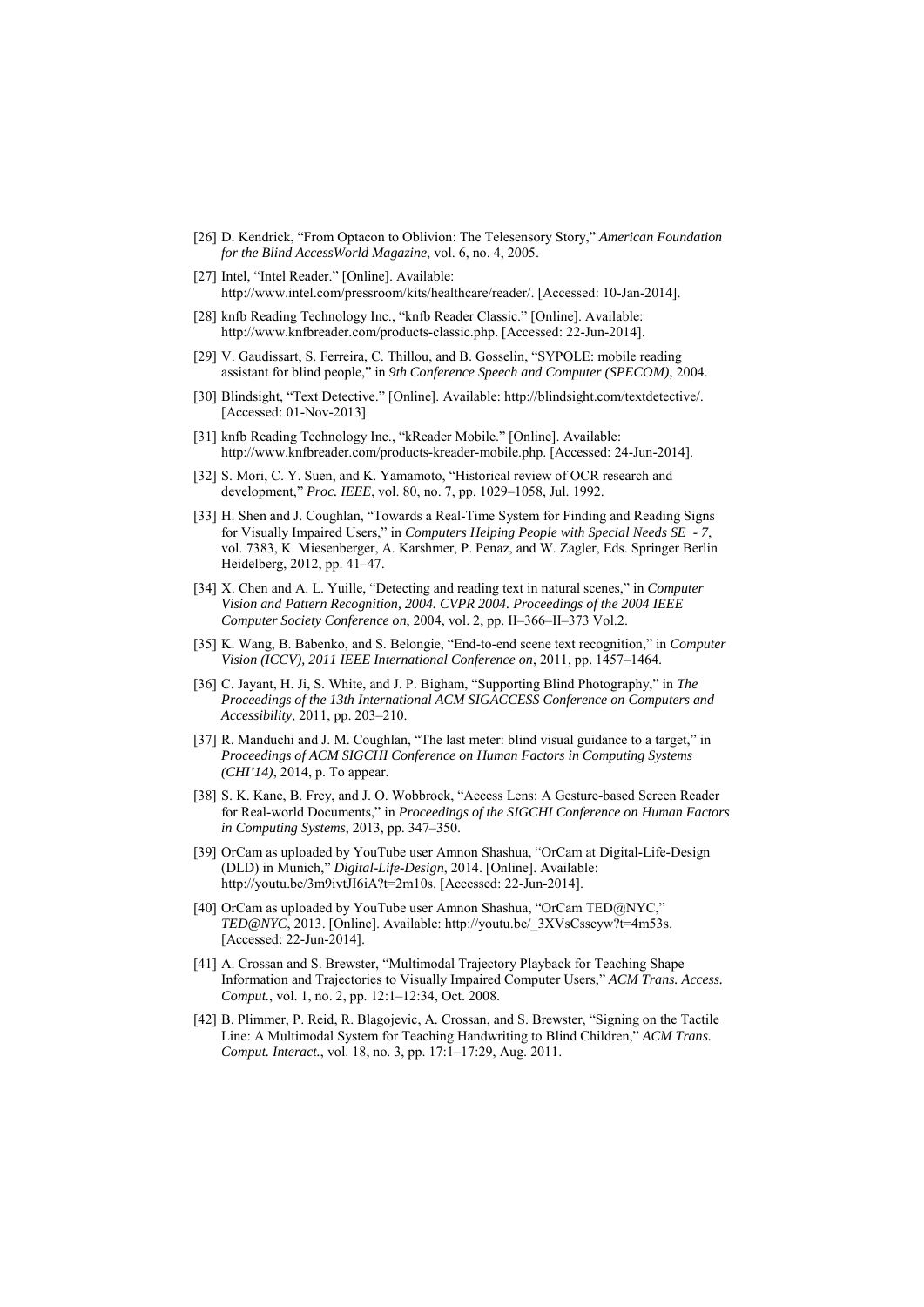[26] D. Kendrick, "From Optacon to Oblivion: The Telesensory Story," *American Foundation for the Blind AccessWorld Magazine*, vol. 6, no. 4, 2005.

[27] Intel, "Intel Reader." [Online]. Available: http://www.intel.com/pressroom/kits/healthcare/reader/. [Accessed: 10-Jan-2014].

[28] knfb Reading Technology Inc., "knfb Reader Classic." [Online]. Available: http://www.knfbreader.com/products-classic.php. [Accessed: 22-Jun-2014].

[29] V. Gaudissart, S. Ferreira, C. Thillou, and B. Gosselin, "SYPOLE: mobile reading assistant for blind people," in *9th Conference Speech and Computer (SPECOM)*, 2004.

[30] Blindsight, "Text Detective." [Online]. Available: http://blindsight.com/textdetective/. [Accessed: 01-Nov-2013].

[31] knfb Reading Technology Inc., "kReader Mobile." [Online]. Available: http://www.knfbreader.com/products-kreader-mobile.php. [Accessed: 24-Jun-2014].

[32] S. Mori, C. Y. Suen, and K. Yamamoto, "Historical review of OCR research and development," *Proc. IEEE*, vol. 80, no. 7, pp. 1029–1058, Jul. 1992.

[33] H. Shen and J. Coughlan, "Towards a Real-Time System for Finding and Reading Signs for Visually Impaired Users," in *Computers Helping People with Special Needs SE - 7*, vol. 7383, K. Miesenberger, A. Karshmer, P. Penaz, and W. Zagler, Eds. Springer Berlin Heidelberg, 2012, pp. 41–47.

[34] X. Chen and A. L. Yuille, "Detecting and reading text in natural scenes," in *Computer Vision and Pattern Recognition, 2004. CVPR 2004. Proceedings of the 2004 IEEE Computer Society Conference on*, 2004, vol. 2, pp. II–366–II–373 Vol.2.

[35] K. Wang, B. Babenko, and S. Belongie, "End-to-end scene text recognition," in *Computer Vision (ICCV), 2011 IEEE International Conference on*, 2011, pp. 1457–1464.

[36] C. Jayant, H. Ji, S. White, and J. P. Bigham, "Supporting Blind Photography," in *The Proceedings of the 13th International ACM SIGACCESS Conference on Computers and Accessibility*, 2011, pp. 203–210.

[37] R. Manduchi and J. M. Coughlan, "The last meter: blind visual guidance to a target," in *Proceedings of ACM SIGCHI Conference on Human Factors in Computing Systems (CHI'14)*, 2014, p. To appear.

[38] S. K. Kane, B. Frey, and J. O. Wobbrock, "Access Lens: A Gesture-based Screen Reader for Real-world Documents," in *Proceedings of the SIGCHI Conference on Human Factors in Computing Systems*, 2013, pp. 347–350.

[39] OrCam as uploaded by YouTube user Amnon Shashua, "OrCam at Digital-Life-Design (DLD) in Munich," *Digital-Life-Design*, 2014. [Online]. Available: http://youtu.be/3m9ivtJI6iA?t=2m10s. [Accessed: 22-Jun-2014].

[40] OrCam as uploaded by YouTube user Amnon Shashua, "OrCam TED@NYC," *TED@NYC*, 2013. [Online]. Available: http://youtu.be/_3XVsCsscyw?t=4m53s. [Accessed: 22-Jun-2014].

[41] A. Crossan and S. Brewster, "Multimodal Trajectory Playback for Teaching Shape Information and Trajectories to Visually Impaired Computer Users," *ACM Trans. Access. Comput.*, vol. 1, no. 2, pp. 12:1–12:34, Oct. 2008.

[42] B. Plimmer, P. Reid, R. Blagojevic, A. Crossan, and S. Brewster, "Signing on the Tactile Line: A Multimodal System for Teaching Handwriting to Blind Children," *ACM Trans. Comput. Interact.*, vol. 18, no. 3, pp. 17:1–17:29, Aug. 2011.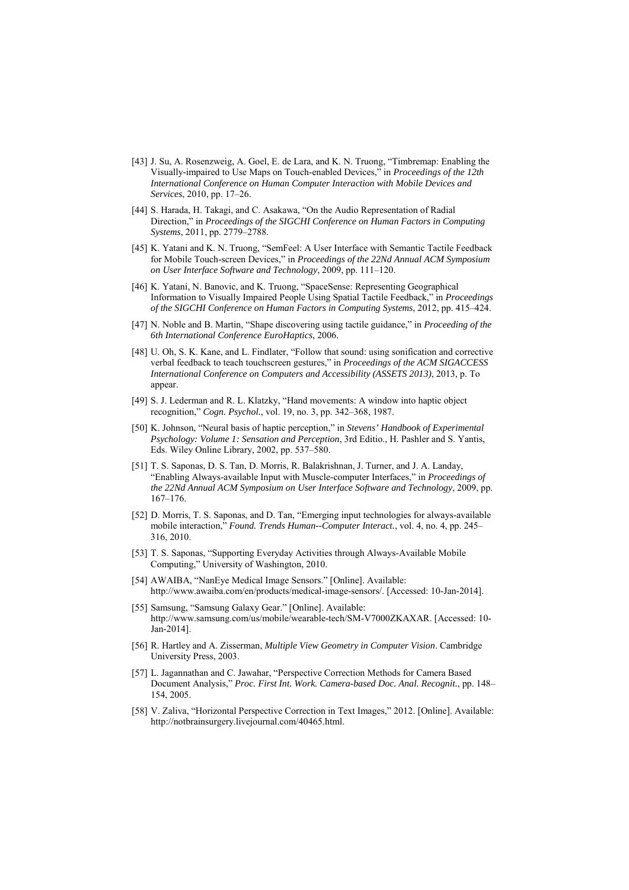[43] J. Su, A. Rosenzweig, A. Goel, E. de Lara, and K. N. Truong, "Timbremap: Enabling the Visually-impaired to Use Maps on Touch-enabled Devices," in *Proceedings of the 12th International Conference on Human Computer Interaction with Mobile Devices and Services*, 2010, pp. 17–26.

[44] S. Harada, H. Takagi, and C. Asakawa, "On the Audio Representation of Radial Direction," in *Proceedings of the SIGCHI Conference on Human Factors in Computing Systems*, 2011, pp. 2779–2788.

[45] K. Yatani and K. N. Truong, "SemFeel: A User Interface with Semantic Tactile Feedback for Mobile Touch-screen Devices," in *Proceedings of the 22Nd Annual ACM Symposium on User Interface Software and Technology*, 2009, pp. 111–120.

[46] K. Yatani, N. Banovic, and K. Truong, "SpaceSense: Representing Geographical Information to Visually Impaired People Using Spatial Tactile Feedback," in *Proceedings of the SIGCHI Conference on Human Factors in Computing Systems*, 2012, pp. 415–424.

[47] N. Noble and B. Martin, "Shape discovering using tactile guidance," in *Proceeding of the 6th International Conference EuroHaptics*, 2006.

[48] U. Oh, S. K. Kane, and L. Findlater, "Follow that sound: using sonification and corrective verbal feedback to teach touchscreen gestures," in *Proceedings of the ACM SIGACCESS International Conference on Computers and Accessibility (ASSETS 2013)*, 2013, p. To appear.

[49] S. J. Lederman and R. L. Klatzky, "Hand movements: A window into haptic object recognition," *Cogn. Psychol.*, vol. 19, no. 3, pp. 342–368, 1987.

[50] K. Johnson, "Neural basis of haptic perception," in *Stevens' Handbook of Experimental Psychology: Volume 1: Sensation and Perception*, 3rd Editio., H. Pashler and S. Yantis, Eds. Wiley Online Library, 2002, pp. 537–580.

[51] T. S. Saponas, D. S. Tan, D. Morris, R. Balakrishnan, J. Turner, and J. A. Landay, "Enabling Always-available Input with Muscle-computer Interfaces," in *Proceedings of the 22Nd Annual ACM Symposium on User Interface Software and Technology*, 2009, pp. 167–176.

[52] D. Morris, T. S. Saponas, and D. Tan, "Emerging input technologies for always-available mobile interaction," *Found. Trends Human--Computer Interact.*, vol. 4, no. 4, pp. 245–316, 2010.

[53] T. S. Saponas, "Supporting Everyday Activities through Always-Available Mobile Computing," University of Washington, 2010.

[54] AWAIBA, "NanEye Medical Image Sensors." [Online]. Available: http://www.awaiba.com/en/products/medical-image-sensors/. [Accessed: 10-Jan-2014].

[55] Samsung, "Samsung Galaxy Gear." [Online]. Available: http://www.samsung.com/us/mobile/wearable-tech/SM-V7000ZKAXAR. [Accessed: 10-Jan-2014].

[56] R. Hartley and A. Zisserman, *Multiple View Geometry in Computer Vision*. Cambridge University Press, 2003.

[57] L. Jagannathan and C. Jawahar, "Perspective Correction Methods for Camera Based Document Analysis," *Proc. First Int. Work. Camera-based Doc. Anal. Recognit.*, pp. 148–154, 2005.

[58] V. Zaliva, "Horizontal Perspective Correction in Text Images," 2012. [Online]. Available: http://notbrainsurgery.livejournal.com/40465.html.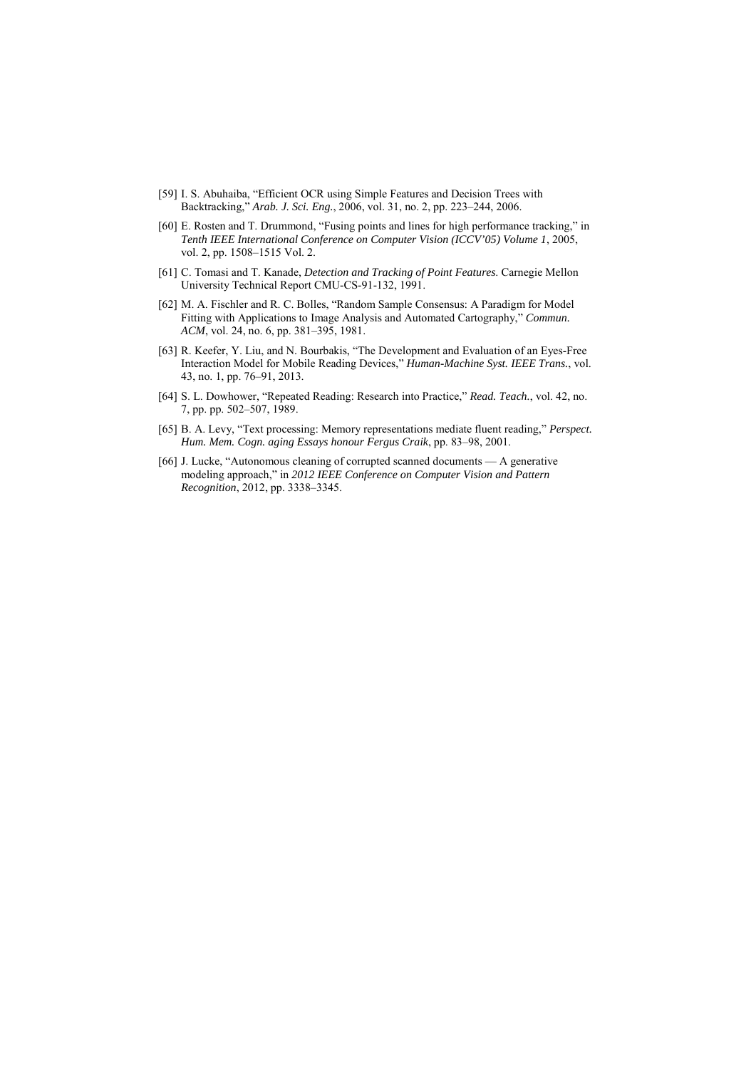[59] I. S. Abuhaiba, "Efficient OCR using Simple Features and Decision Trees with Backtracking," *Arab. J. Sci. Eng.*, 2006, vol. 31, no. 2, pp. 223–244, 2006.

[60] E. Rosten and T. Drummond, "Fusing points and lines for high performance tracking," in *Tenth IEEE International Conference on Computer Vision (ICCV'05) Volume 1*, 2005, vol. 2, pp. 1508–1515 Vol. 2.

[61] C. Tomasi and T. Kanade, *Detection and Tracking of Point Features*. Carnegie Mellon University Technical Report CMU-CS-91-132, 1991.

[62] M. A. Fischler and R. C. Bolles, "Random Sample Consensus: A Paradigm for Model Fitting with Applications to Image Analysis and Automated Cartography," *Commun. ACM*, vol. 24, no. 6, pp. 381–395, 1981.

[63] R. Keefer, Y. Liu, and N. Bourbakis, "The Development and Evaluation of an Eyes-Free Interaction Model for Mobile Reading Devices," *Human-Machine Syst. IEEE Trans.*, vol. 43, no. 1, pp. 76–91, 2013.

[64] S. L. Dowhower, "Repeated Reading: Research into Practice," *Read. Teach.*, vol. 42, no. 7, pp. pp. 502–507, 1989.

[65] B. A. Levy, "Text processing: Memory representations mediate fluent reading," *Perspect. Hum. Mem. Cogn. aging Essays honour Fergus Craik*, pp. 83–98, 2001.

[66] J. Lucke, "Autonomous cleaning of corrupted scanned documents — A generative modeling approach," in *2012 IEEE Conference on Computer Vision and Pattern Recognition*, 2012, pp. 3338–3345.